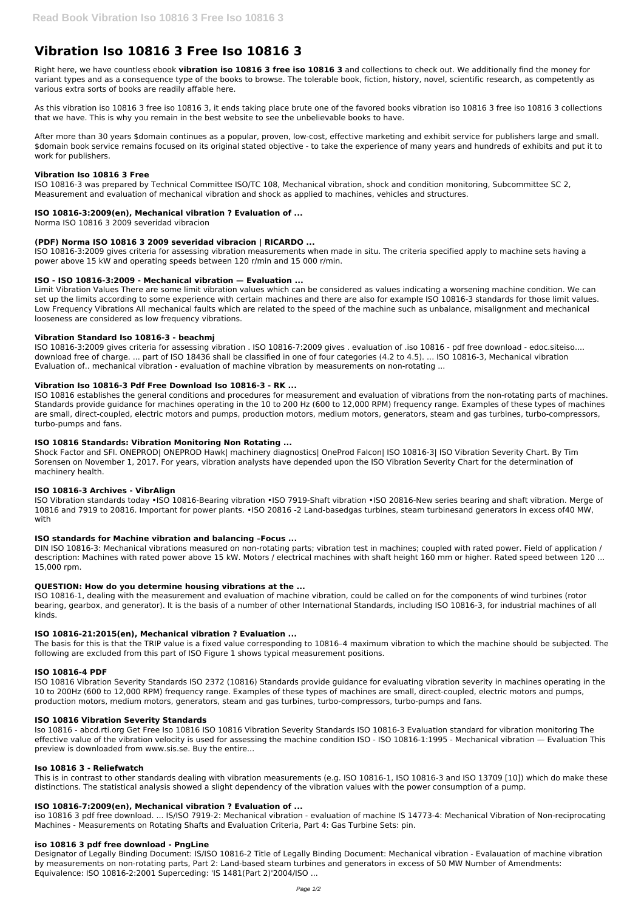# Vibration Iso 10816 3 Free Iso 10816 3

Right here, we have countless ebook **vibration iso 10816 3 free iso 10816 3** and collections to check out. We additionally find the money for variant types and as a consequence type of the books to browse. The tolerable book, fiction, history, novel, scientific research, as competently as various extra sorts of books are readily affable here.

As this vibration iso 10816 3 free iso 10816 3, it ends taking place brute one of the favored books vibration iso 10816 3 free iso 10816 3 collections that we have. This is why you remain in the best website to see the unbelievable books to have.

After more than 30 years $domain continues as a popular, proven, low-cost, effective marketing and exhibit service for publishers large and small. $domain book service remains focused on its original stated objective - to take the experience of many years and hundreds of exhibits and put it to work for publishers.

### Vibration Iso 10816 3 Free

ISO 10816-3 was prepared by Technical Committee ISO/TC 108, Mechanical vibration, shock and condition monitoring, Subcommittee SC 2, Measurement and evaluation of mechanical vibration and shock as applied to machines, vehicles and structures.

### ISO 10816-3:2009(en), Mechanical vibration ? Evaluation of ...

Norma ISO 10816 3 2009 severidad vibracion

### (PDF) Norma ISO 10816 3 2009 severidad vibracion | RICARDO ...

ISO 10816-3:2009 gives criteria for assessing vibration measurements when made in situ. The criteria specified apply to machine sets having a power above 15 kW and operating speeds between 120 r/min and 15 000 r/min.

### ISO - ISO 10816-3:2009 - Mechanical vibration — Evaluation ...

Limit Vibration Values There are some limit vibration values which can be considered as values indicating a worsening machine condition. We can set up the limits according to some experience with certain machines and there are also for example ISO 10816-3 standards for those limit values. Low Frequency Vibrations All mechanical faults which are related to the speed of the machine such as unbalance, misalignment and mechanical looseness are considered as low frequency vibrations.

### Vibration Standard Iso 10816-3 - beachmj

ISO 10816-3:2009 gives criteria for assessing vibration . ISO 10816-7:2009 gives . evaluation of .iso 10816 - pdf free download - edoc.siteiso.... download free of charge. ... part of ISO 18436 shall be classified in one of four categories (4.2 to 4.5). ... ISO 10816-3, Mechanical vibration Evaluation of.. mechanical vibration - evaluation of machine vibration by measurements on non-rotating ...

### Vibration Iso 10816-3 Pdf Free Download Iso 10816-3 - RK ...

ISO 10816 establishes the general conditions and procedures for measurement and evaluation of vibrations from the non-rotating parts of machines. Standards provide guidance for machines operating in the 10 to 200 Hz (600 to 12,000 RPM) frequency range. Examples of these types of machines are small, direct-coupled, electric motors and pumps, production motors, medium motors, generators, steam and gas turbines, turbo-compressors, turbo-pumps and fans.

### ISO 10816 Standards: Vibration Monitoring Non Rotating ...

Shock Factor and SFI. ONEPROD| ONEPROD Hawk| machinery diagnostics| OneProd Falcon| ISO 10816-3| ISO Vibration Severity Chart. By Tim Sorensen on November 1, 2017. For years, vibration analysts have depended upon the ISO Vibration Severity Chart for the determination of machinery health.

### ISO 10816-3 Archives - VibrAlign

ISO Vibration standards today •ISO 10816-Bearing vibration •ISO 7919-Shaft vibration •ISO 20816-New series bearing and shaft vibration. Merge of 10816 and 7919 to 20816. Important for power plants. •ISO 20816 -2 Land-basedgas turbines, steam turbinesand generators in excess of40 MW, with

### ISO standards for Machine vibration and balancing –Focus ...

DIN ISO 10816-3: Mechanical vibrations measured on non-rotating parts; vibration test in machines; coupled with rated power. Field of application / description: Machines with rated power above 15 kW. Motors / electrical machines with shaft height 160 mm or higher. Rated speed between 120 ... 15,000 rpm.

### QUESTION: How do you determine housing vibrations at the ...

ISO 10816-1, dealing with the measurement and evaluation of machine vibration, could be called on for the components of wind turbines (rotor bearing, gearbox, and generator). It is the basis of a number of other International Standards, including ISO 10816-3, for industrial machines of all kinds.

### ISO 10816-21:2015(en), Mechanical vibration ? Evaluation ...

The basis for this is that the TRIP value is a fixed value corresponding to 10816–4 maximum vibration to which the machine should be subjected. The following are excluded from this part of ISO Figure 1 shows typical measurement positions.

### ISO 10816-4 PDF

ISO 10816 Vibration Severity Standards ISO 2372 (10816) Standards provide guidance for evaluating vibration severity in machines operating in the 10 to 200Hz (600 to 12,000 RPM) frequency range. Examples of these types of machines are small, direct-coupled, electric motors and pumps, production motors, medium motors, generators, steam and gas turbines, turbo-compressors, turbo-pumps and fans.

### ISO 10816 Vibration Severity Standards

Iso 10816 - abcd.rti.org Get Free Iso 10816 ISO 10816 Vibration Severity Standards ISO 10816-3 Evaluation standard for vibration monitoring The effective value of the vibration velocity is used for assessing the machine condition ISO - ISO 10816-1:1995 - Mechanical vibration — Evaluation This preview is downloaded from www.sis.se. Buy the entire...

### Iso 10816 3 - Reliefwatch

This is in contrast to other standards dealing with vibration measurements (e.g. ISO 10816-1, ISO 10816-3 and ISO 13709 [10]) which do make these distinctions. The statistical analysis showed a slight dependency of the vibration values with the power consumption of a pump.

### ISO 10816-7:2009(en), Mechanical vibration ? Evaluation of ...

iso 10816 3 pdf free download. ... IS/ISO 7919-2: Mechanical vibration - evaluation of machine IS 14773-4: Mechanical Vibration of Non-reciprocating Machines - Measurements on Rotating Shafts and Evaluation Criteria, Part 4: Gas Turbine Sets: pin.

### iso 10816 3 pdf free download - PngLine

Designator of Legally Binding Document: IS/ISO 10816-2 Title of Legally Binding Document: Mechanical vibration - Evalauation of machine vibration by measurements on non-rotating parts, Part 2: Land-based steam turbines and generators in excess of 50 MW Number of Amendments: Equivalence: ISO 10816-2:2001 Superceding: 'IS 1481(Part 2)'2004/ISO ...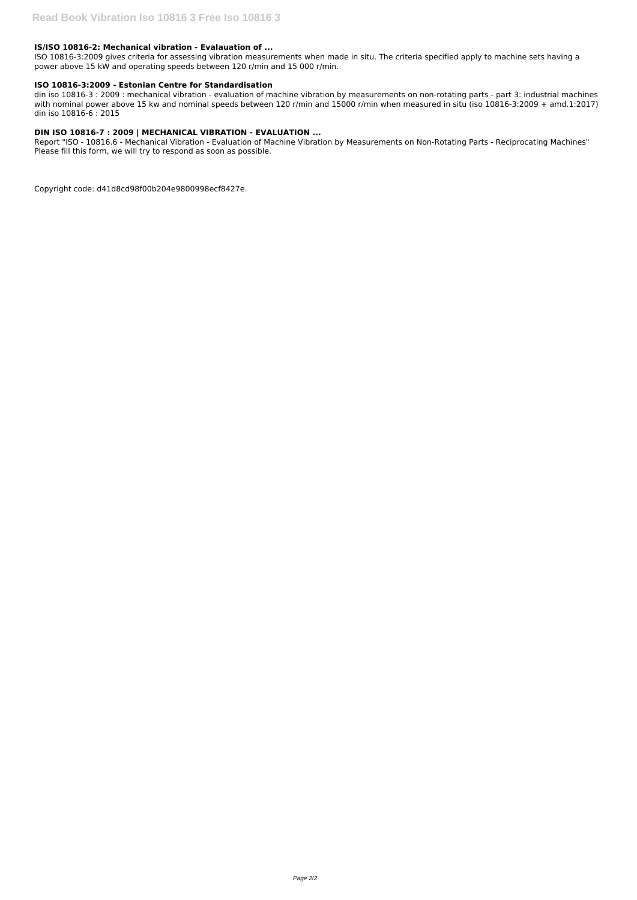### IS/ISO 10816-2: Mechanical vibration - Evalauation of ...

ISO 10816-3:2009 gives criteria for assessing vibration measurements when made in situ. The criteria specified apply to machine sets having a power above 15 kW and operating speeds between 120 r/min and 15 000 r/min.

### ISO 10816-3:2009 - Estonian Centre for Standardisation

din iso 10816-3 : 2009 : mechanical vibration - evaluation of machine vibration by measurements on non-rotating parts - part 3: industrial machines with nominal power above 15 kw and nominal speeds between 120 r/min and 15000 r/min when measured in situ (iso 10816-3:2009 + amd.1:2017) din iso 10816-6 : 2015

### DIN ISO 10816-7 : 2009 | MECHANICAL VIBRATION - EVALUATION ...

Report "ISO - 10816.6 - Mechanical Vibration - Evaluation of Machine Vibration by Measurements on Non-Rotating Parts - Reciprocating Machines" Please fill this form, we will try to respond as soon as possible.

Copyright code: d41d8cd98f00b204e9800998ecf8427e.